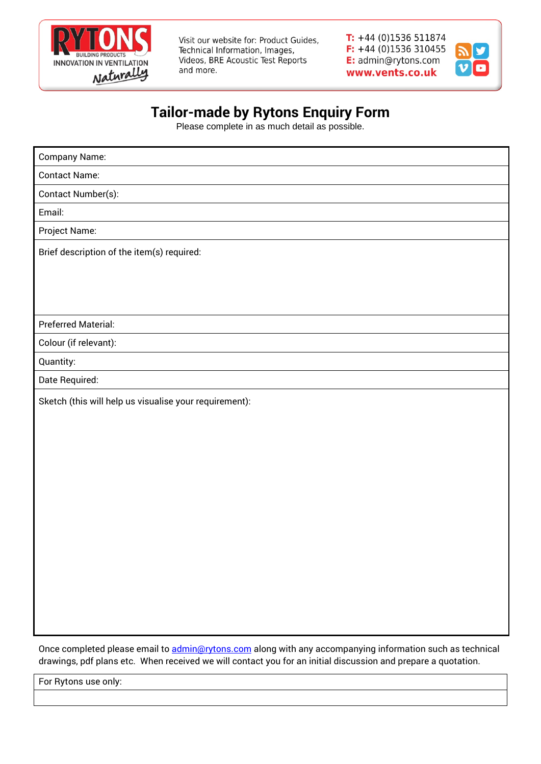RYTONS BUILDING PRODUCTS
INNOVATION IN VENTILATION
Naturally

Visit our website for: Product Guides, Technical Information, Images, Videos, BRE Acoustic Test Reports and more.

**T:** +44 (0)1536 511874
**F:** +44 (0)1536 310455
**E:** admin@rytons.com
**www.vents.co.uk**

# Tailor-made by Rytons Enquiry Form

Please complete in as much detail as possible.

| Company Name: |
|---|
| Contact Name: |
| Contact Number(s): |
| Email: |
| Project Name: |
| Brief description of the item(s) required: |
| Preferred Material: |
| Colour (if relevant): |
| Quantity: |
| Date Required: |
| Sketch (this will help us visualise your requirement): |

Once completed please email to admin@rytons.com along with any accompanying information such as technical drawings, pdf plans etc. When received we will contact you for an initial discussion and prepare a quotation.

| For Rytons use only: |
|---|
| |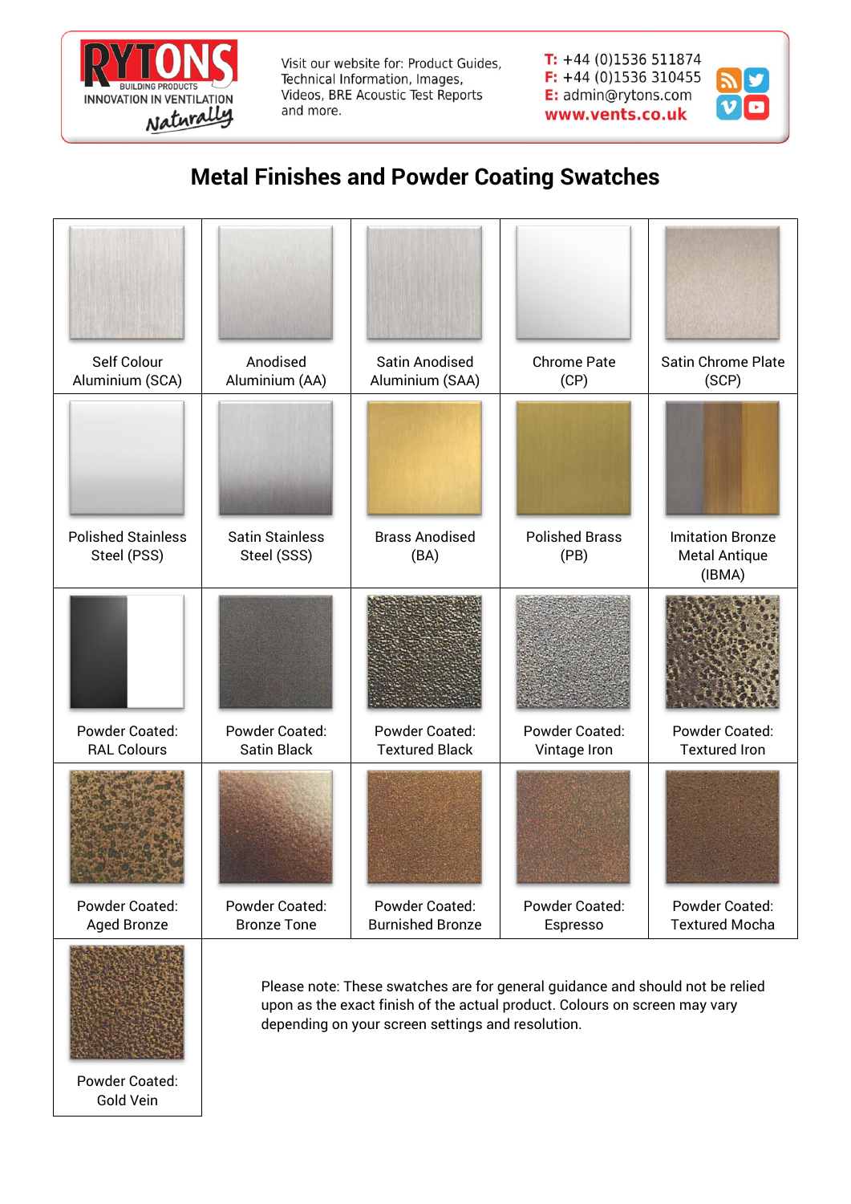Visit our website for: Product Guides, Technical Information, Images, Videos, BRE Acoustic Test Reports and more.

**T:** +44 (0)1536 511874
**F:** +44 (0)1536 310455
**E:** admin@rytons.com
**www.vents.co.uk**

# Metal Finishes and Powder Coating Swatches

| | | | | |
|---|---|---|---|---|
| Self Colour Aluminium (SCA) | Anodised Aluminium (AA) | Satin Anodised Aluminium (SAA) | Chrome Pate (CP) | Satin Chrome Plate (SCP) |
| Polished Stainless Steel (PSS) | Satin Stainless Steel (SSS) | Brass Anodised (BA) | Polished Brass (PB) | Imitation Bronze Metal Antique (IBMA) |
| Powder Coated: RAL Colours | Powder Coated: Satin Black | Powder Coated: Textured Black | Powder Coated: Vintage Iron | Powder Coated: Textured Iron |
| Powder Coated: Aged Bronze | Powder Coated: Bronze Tone | Powder Coated: Burnished Bronze | Powder Coated: Espresso | Powder Coated: Textured Mocha |
| Powder Coated: Gold Vein | | | | |

Please note: These swatches are for general guidance and should not be relied upon as the exact finish of the actual product. Colours on screen may vary depending on your screen settings and resolution.